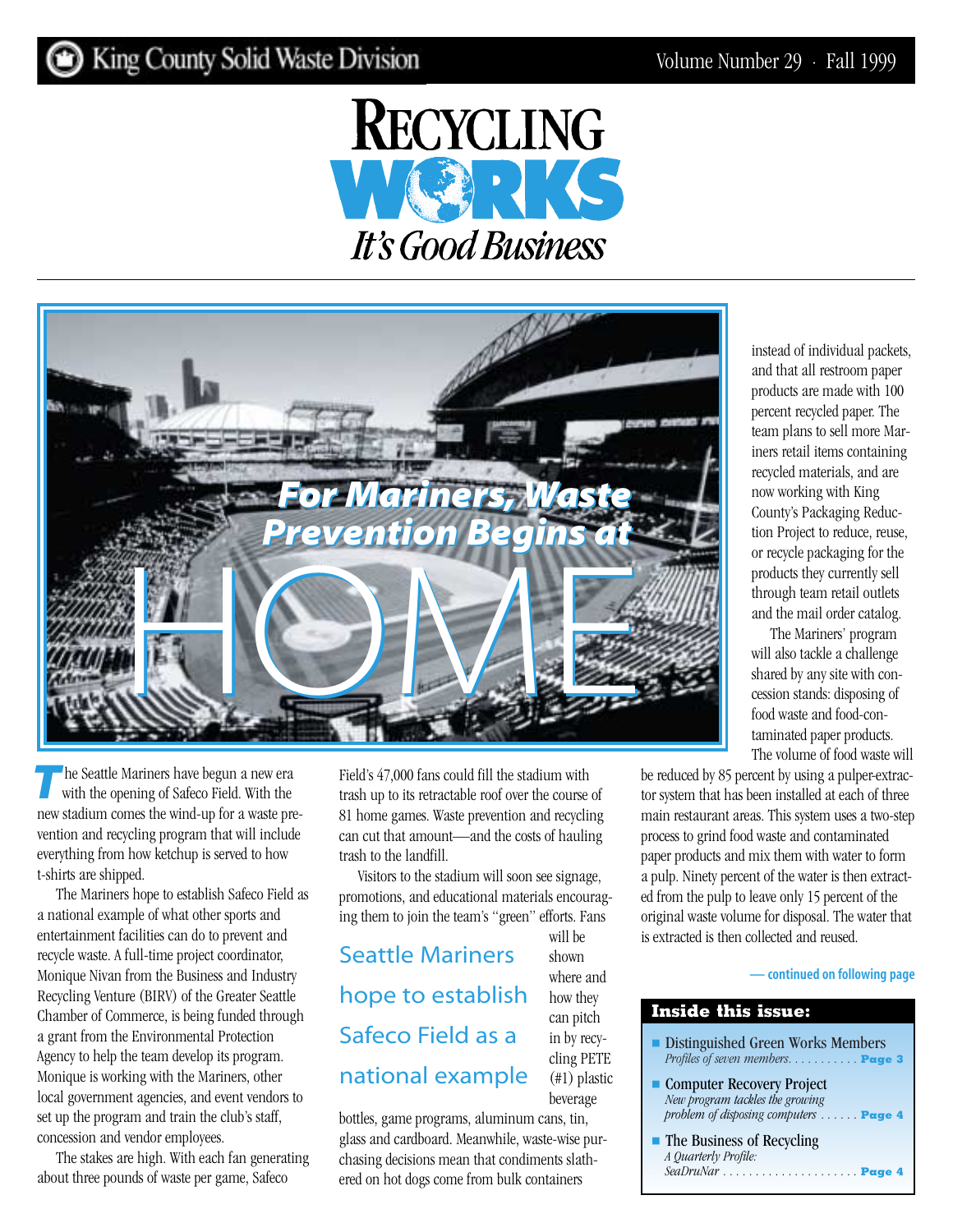King County Solid Waste Division

# RECYCLING WORKS
*It's Good Business*

## For Mariners, Waste Prevention Begins at HOME

**T**he Seattle Mariners have begun a new era with the opening of Safeco Field. With the new stadium comes the wind-up for a waste prevention and recycling program that will include everything from how ketchup is served to how t-shirts are shipped.

The Mariners hope to establish Safeco Field as a national example of what other sports and entertainment facilities can do to prevent and recycle waste. A full-time project coordinator, Monique Nivan from the Business and Industry Recycling Venture (BIRV) of the Greater Seattle Chamber of Commerce, is being funded through a grant from the Environmental Protection Agency to help the team develop its program. Monique is working with the Mariners, other local government agencies, and event vendors to set up the program and train the club's staff, concession and vendor employees.

The stakes are high. With each fan generating about three pounds of waste per game, Safeco Field's 47,000 fans could fill the stadium with trash up to its retractable roof over the course of 81 home games. Waste prevention and recycling can cut that amount—and the costs of hauling trash to the landfill.

Visitors to the stadium will soon see signage, promotions, and educational materials encouraging them to join the team's "green" efforts. Fans will be shown where and how they can pitch in by recycling PETE (#1) plastic beverage bottles, game programs, aluminum cans, tin, glass and cardboard. Meanwhile, waste-wise purchasing decisions mean that condiments slathered on hot dogs come from bulk containers instead of individual packets, and that all restroom paper products are made with 100 percent recycled paper. The team plans to sell more Mariners retail items containing recycled materials, and are now working with King County's Packaging Reduction Project to reduce, reuse, or recycle packaging for the products they currently sell through team retail outlets and the mail order catalog.

> Seattle Mariners hope to establish Safeco Field as a national example

The Mariners' program will also tackle a challenge shared by any site with concession stands: disposing of food waste and food-contaminated paper products. The volume of food waste will be reduced by 85 percent by using a pulper-extractor system that has been installed at each of three main restaurant areas. This system uses a two-step process to grind food waste and contaminated paper products and mix them with water to form a pulp. Ninety percent of the water is then extracted from the pulp to leave only 15 percent of the original waste volume for disposal. The water that is extracted is then collected and reused.

**— continued on following page**

### Inside this issue:

- Distinguished Green Works Members
  *Profiles of seven members* . . . . . . . . . . . **Page 3**
- Computer Recovery Project
  *New program tackles the growing problem of disposing computers* . . . . . . **Page 4**
- The Business of Recycling
  *A Quarterly Profile: SeaDruNar* . . . . . . . . . . . . . . . . . . . . . **Page 4**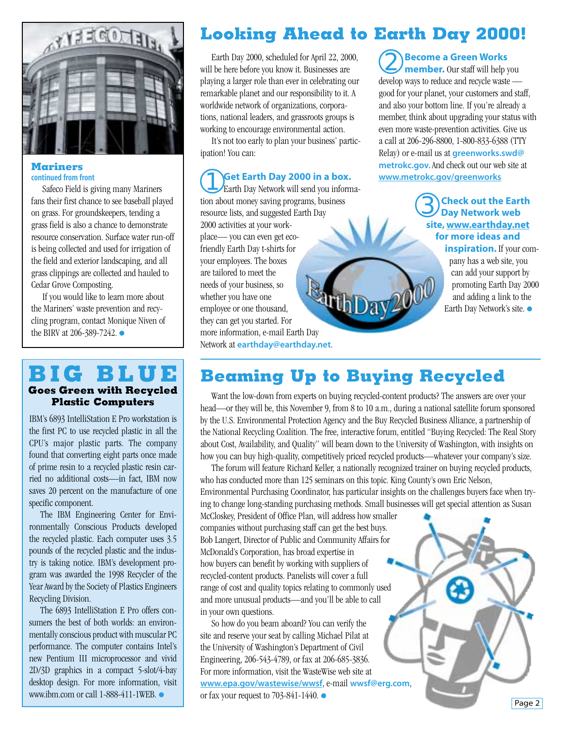## Mariners

**continued from front**

Safeco Field is giving many Mariners fans their first chance to see baseball played on grass. For groundskeepers, tending a grass field is also a chance to demonstrate resource conservation. Surface water run-off is being collected and used for irrigation of the field and exterior landscaping, and all grass clippings are collected and hauled to Cedar Grove Composting.

If you would like to learn more about the Mariners' waste prevention and recycling program, contact Monique Niven of the BIRV at 206-389-7242. ●

## BIG BLUE

### Goes Green with Recycled Plastic Computers

IBM's 6893 IntelliStation E Pro workstation is the first PC to use recycled plastic in all the CPU's major plastic parts. The company found that converting eight parts once made of prime resin to a recycled plastic resin carried no additional costs—in fact, IBM now saves 20 percent on the manufacture of one specific component.

The IBM Engineering Center for Environmentally Conscious Products developed the recycled plastic. Each computer uses 3.5 pounds of the recycled plastic and the industry is taking notice. IBM's development program was awarded the 1998 Recycler of the Year Award by the Society of Plastics Engineers Recycling Division.

The 6893 IntelliStation E Pro offers consumers the best of both worlds: an environmentally conscious product with muscular PC performance. The computer contains Intel's new Pentium III microprocessor and vivid 2D/3D graphics in a compact 5-slot/4-bay desktop design. For more information, visit www.ibm.com or call 1-888-411-1WEB. ●

# Looking Ahead to Earth Day 2000!

Earth Day 2000, scheduled for April 22, 2000, will be here before you know it. Businesses are playing a larger role than ever in celebrating our remarkable planet and our responsibility to it. A worldwide network of organizations, corporations, national leaders, and grassroots groups is working to encourage environmental action.

It's not too early to plan your business' participation! You can:

1. **Get Earth Day 2000 in a box.** Earth Day Network will send you information about money saving programs, business resource lists, and suggested Earth Day 2000 activities at your workplace— you can even get eco-friendly Earth Day t-shirts for your employees. The boxes are tailored to meet the needs of your business, so whether you have one employee or one thousand, they can get you started. For more information, e-mail Earth Day Network at **earthday@earthday.net**.

2. **Become a Green Works member.** Our staff will help you develop ways to reduce and recycle waste — good for your planet, your customers and staff, and also your bottom line. If you're already a member, think about upgrading your status with even more waste-prevention activities. Give us a call at 206-296-8800, 1-800-833-6388 (TTY Relay) or e-mail us at **greenworks.swd@metrokc.gov.** And check out our web site at **www.metrokc.gov/greenworks**

3. **Check out the Earth Day Network web site, www.earthday.net for more ideas and inspiration.** If your company has a web site, you can add your support by promoting Earth Day 2000 and adding a link to the Earth Day Network's site. ●

# Beaming Up to Buying Recycled

Want the low-down from experts on buying recycled-content products? The answers are over your head—or they will be, this November 9, from 8 to 10 a.m., during a national satellite forum sponsored by the U.S. Environmental Protection Agency and the Buy Recycled Business Alliance, a partnership of the National Recycling Coalition. The free, interactive forum, entitled "Buying Recycled: The Real Story about Cost, Availability, and Quality" will beam down to the University of Washington, with insights on how you can buy high-quality, competitively priced recycled products—whatever your company's size.

The forum will feature Richard Keller, a nationally recognized trainer on buying recycled products, who has conducted more than 125 seminars on this topic. King County's own Eric Nelson, Environmental Purchasing Coordinator, has particular insights on the challenges buyers face when trying to change long-standing purchasing methods. Small businesses will get special attention as Susan McCloskey, President of Office Plan, will address how smaller companies without purchasing staff can get the best buys. Bob Langert, Director of Public and Community Affairs for McDonald's Corporation, has broad expertise in how buyers can benefit by working with suppliers of recycled-content products. Panelists will cover a full range of cost and quality topics relating to commonly used and more unusual products—and you'll be able to call in your own questions.

So how do you beam aboard? You can verify the site and reserve your seat by calling Michael Pilat at the University of Washington's Department of Civil Engineering, 206-543-4789, or fax at 206-685-3836. For more information, visit the WasteWise web site at **www.epa.gov/wastewise/wwsf**, e-mail **wwsf@erg.com**, or fax your request to 703-841-1440. ●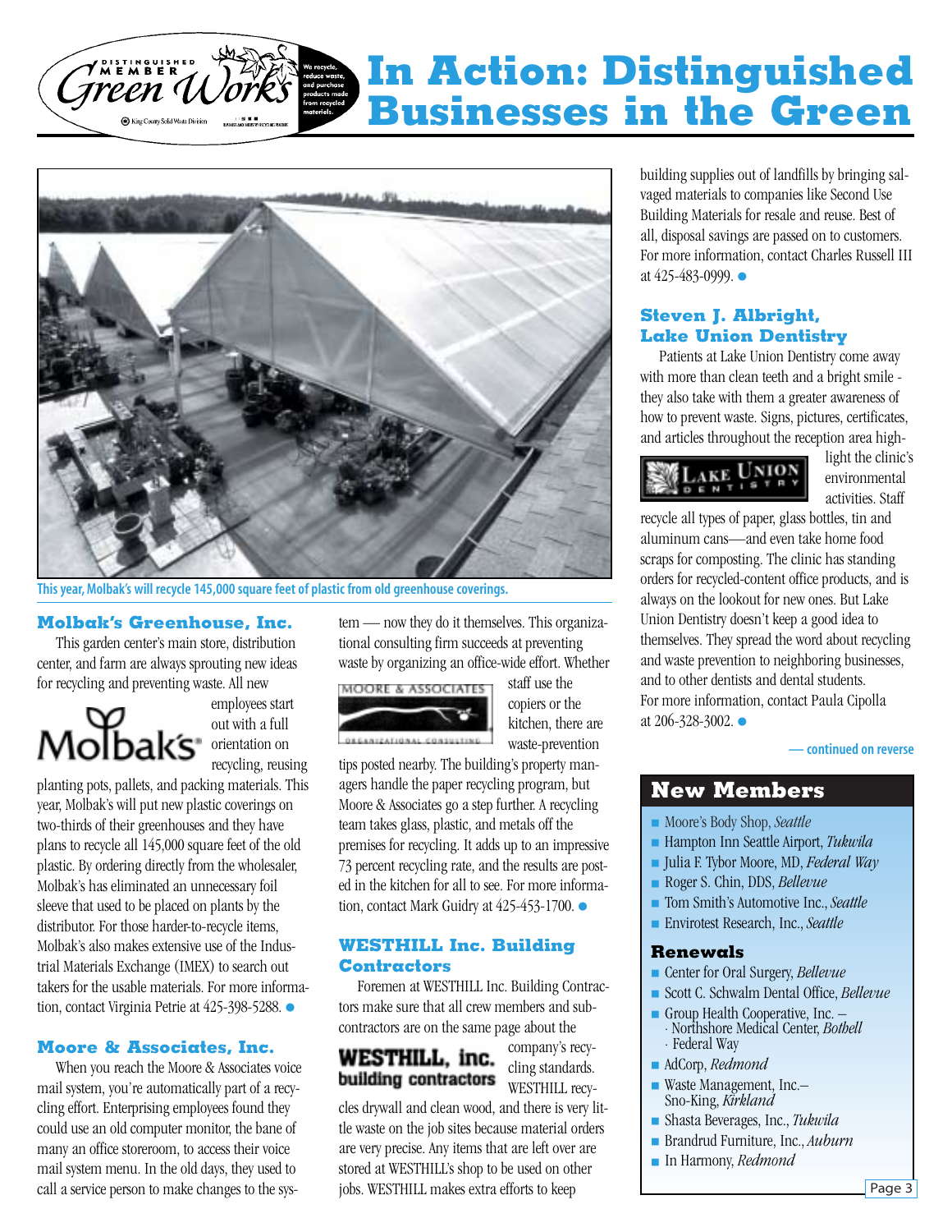# In Action: Distinguished Businesses in the Green

This year, Molbak's will recycle 145,000 square feet of plastic from old greenhouse coverings.

### Molbak's Greenhouse, Inc.

This garden center's main store, distribution center, and farm are always sprouting new ideas for recycling and preventing waste. All new employees start out with a full orientation on recycling, reusing planting pots, pallets, and packing materials. This year, Molbak's will put new plastic coverings on two-thirds of their greenhouses and they have plans to recycle all 145,000 square feet of the old plastic. By ordering directly from the wholesaler, Molbak's has eliminated an unnecessary foil sleeve that used to be placed on plants by the distributor. For those harder-to-recycle items, Molbak's also makes extensive use of the Industrial Materials Exchange (IMEX) to search out takers for the usable materials. For more information, contact Virginia Petrie at 425-398-5288. ●

### Moore & Associates, Inc.

When you reach the Moore & Associates voice mail system, you're automatically part of a recycling effort. Enterprising employees found they could use an old computer monitor, the bane of many an office storeroom, to access their voice mail system menu. In the old days, they used to call a service person to make changes to the system — now they do it themselves. This organizational consulting firm succeeds at preventing waste by organizing an office-wide effort. Whether staff use the copiers or the kitchen, there are waste-prevention tips posted nearby. The building's property managers handle the paper recycling program, but Moore & Associates go a step further. A recycling team takes glass, plastic, and metals off the premises for recycling. It adds up to an impressive 73 percent recycling rate, and the results are posted in the kitchen for all to see. For more information, contact Mark Guidry at 425-453-1700. ●

### WESTHILL Inc. Building Contractors

Foremen at WESTHILL Inc. Building Contractors make sure that all crew members and subcontractors are on the same page about the company's recycling standards. WESTHILL recycles drywall and clean wood, and there is very little waste on the job sites because material orders are very precise. Any items that are left over are stored at WESTHILL's shop to be used on other jobs. WESTHILL makes extra efforts to keep building supplies out of landfills by bringing salvaged materials to companies like Second Use Building Materials for resale and reuse. Best of all, disposal savings are passed on to customers. For more information, contact Charles Russell III at 425-483-0999. ●

### Steven J. Albright, Lake Union Dentistry

Patients at Lake Union Dentistry come away with more than clean teeth and a bright smile - they also take with them a greater awareness of how to prevent waste. Signs, pictures, certificates, and articles throughout the reception area highlight the clinic's environmental activities. Staff recycle all types of paper, glass bottles, tin and aluminum cans—and even take home food scraps for composting. The clinic has standing orders for recycled-content office products, and is always on the lookout for new ones. But Lake Union Dentistry doesn't keep a good idea to themselves. They spread the word about recycling and waste prevention to neighboring businesses, and to other dentists and dental students. For more information, contact Paula Cipolla at 206-328-3002. ●

— continued on reverse

## New Members

- Moore's Body Shop, *Seattle*
- Hampton Inn Seattle Airport, *Tukwila*
- Julia F. Tybor Moore, MD, *Federal Way*
- Roger S. Chin, DDS, *Bellevue*
- Tom Smith's Automotive Inc., *Seattle*
- Envirotest Research, Inc., *Seattle*

### Renewals

- Center for Oral Surgery, *Bellevue*
- Scott C. Schwalm Dental Office, *Bellevue*
- Group Health Cooperative, Inc. –
  - Northshore Medical Center, *Bothell*
  - Federal Way
- AdCorp, *Redmond*
- Waste Management, Inc.– Sno-King, *Kirkland*
- Shasta Beverages, Inc., *Tukwila*
- Brandrud Furniture, Inc., *Auburn*
- In Harmony, *Redmond*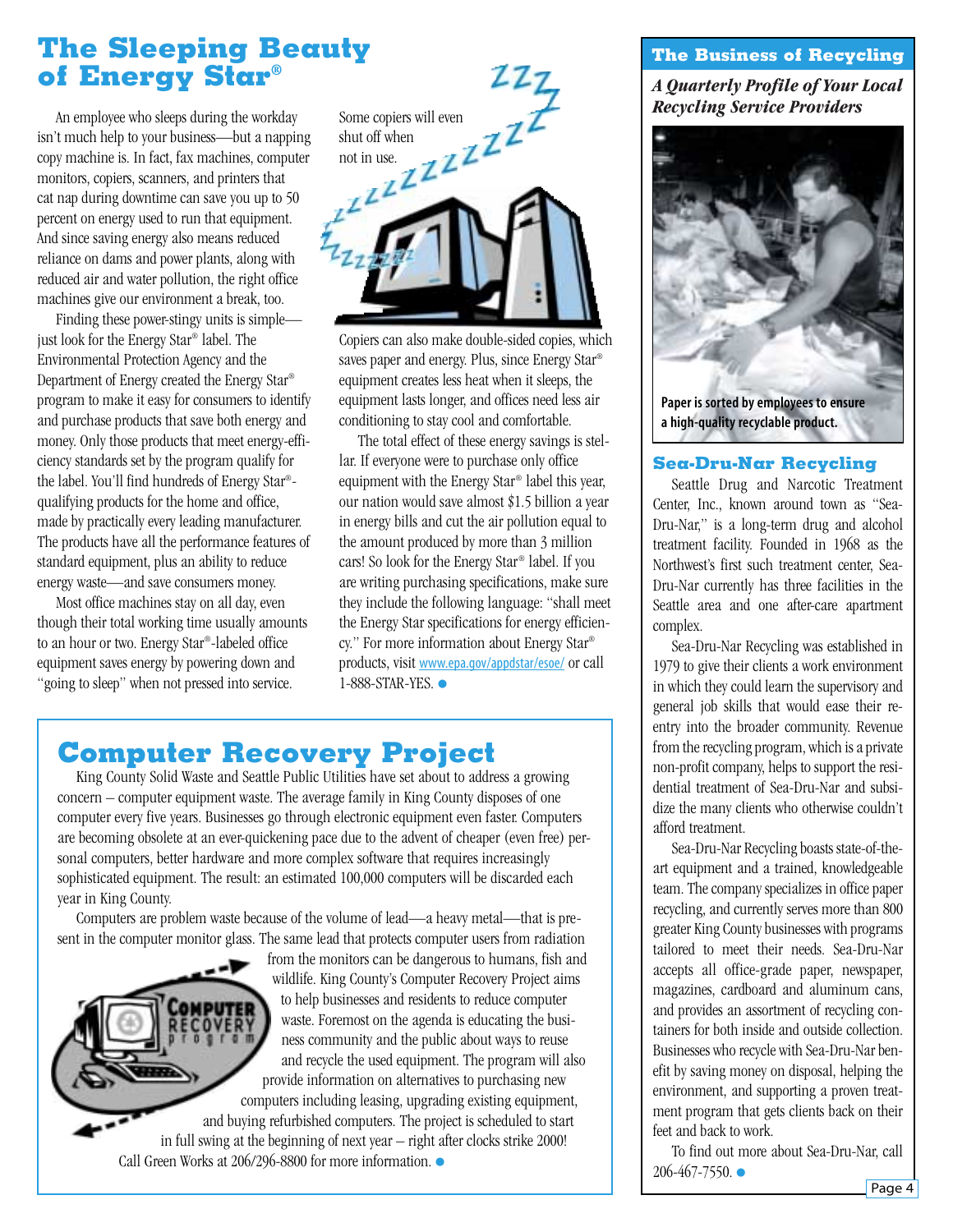# The Sleeping Beauty of Energy Star®

An employee who sleeps during the workday isn't much help to your business—but a napping copy machine is. In fact, fax machines, computer monitors, copiers, scanners, and printers that cat nap during downtime can save you up to 50 percent on energy used to run that equipment. And since saving energy also means reduced reliance on dams and power plants, along with reduced air and water pollution, the right office machines give our environment a break, too.

Finding these power-stingy units is simple—just look for the Energy Star® label. The Environmental Protection Agency and the Department of Energy created the Energy Star® program to make it easy for consumers to identify and purchase products that save both energy and money. Only those products that meet energy-efficiency standards set by the program qualify for the label. You'll find hundreds of Energy Star®-qualifying products for the home and office, made by practically every leading manufacturer. The products have all the performance features of standard equipment, plus an ability to reduce energy waste—and save consumers money.

Most office machines stay on all day, even though their total working time usually amounts to an hour or two. Energy Star®-labeled office equipment saves energy by powering down and "going to sleep" when not pressed into service.

Some copiers will even shut off when not in use.

Copiers can also make double-sided copies, which saves paper and energy. Plus, since Energy Star® equipment creates less heat when it sleeps, the equipment lasts longer, and offices need less air conditioning to stay cool and comfortable.

The total effect of these energy savings is stellar. If everyone were to purchase only office equipment with the Energy Star® label this year, our nation would save almost $1.5 billion a year in energy bills and cut the air pollution equal to the amount produced by more than 3 million cars! So look for the Energy Star® label. If you are writing purchasing specifications, make sure they include the following language: "shall meet the Energy Star specifications for energy efficiency." For more information about Energy Star® products, visit www.epa.gov/appdstar/esoe/ or call 1-888-STAR-YES.

# Computer Recovery Project

King County Solid Waste and Seattle Public Utilities have set about to address a growing concern – computer equipment waste. The average family in King County disposes of one computer every five years. Businesses go through electronic equipment even faster. Computers are becoming obsolete at an ever-quickening pace due to the advent of cheaper (even free) personal computers, better hardware and more complex software that requires increasingly sophisticated equipment. The result: an estimated 100,000 computers will be discarded each year in King County.

Computers are problem waste because of the volume of lead—a heavy metal—that is present in the computer monitor glass. The same lead that protects computer users from radiation from the monitors can be dangerous to humans, fish and wildlife. King County's Computer Recovery Project aims to help businesses and residents to reduce computer waste. Foremost on the agenda is educating the business community and the public about ways to reuse and recycle the used equipment. The program will also provide information on alternatives to purchasing new computers including leasing, upgrading existing equipment, and buying refurbished computers. The project is scheduled to start in full swing at the beginning of next year – right after clocks strike 2000! Call Green Works at 206/296-8800 for more information.

## The Business of Recycling

***A Quarterly Profile of Your Local Recycling Service Providers***

**Paper is sorted by employees to ensure a high-quality recyclable product.**

### Sea-Dru-Nar Recycling

Seattle Drug and Narcotic Treatment Center, Inc., known around town as "Sea-Dru-Nar," is a long-term drug and alcohol treatment facility. Founded in 1968 as the Northwest's first such treatment center, Sea-Dru-Nar currently has three facilities in the Seattle area and one after-care apartment complex.

Sea-Dru-Nar Recycling was established in 1979 to give their clients a work environment in which they could learn the supervisory and general job skills that would ease their re-entry into the broader community. Revenue from the recycling program, which is a private non-profit company, helps to support the residential treatment of Sea-Dru-Nar and subsidize the many clients who otherwise couldn't afford treatment.

Sea-Dru-Nar Recycling boasts state-of-the-art equipment and a trained, knowledgeable team. The company specializes in office paper recycling, and currently serves more than 800 greater King County businesses with programs tailored to meet their needs. Sea-Dru-Nar accepts all office-grade paper, newspaper, magazines, cardboard and aluminum cans, and provides an assortment of recycling containers for both inside and outside collection. Businesses who recycle with Sea-Dru-Nar benefit by saving money on disposal, helping the environment, and supporting a proven treatment program that gets clients back on their feet and back to work.

To find out more about Sea-Dru-Nar, call 206-467-7550.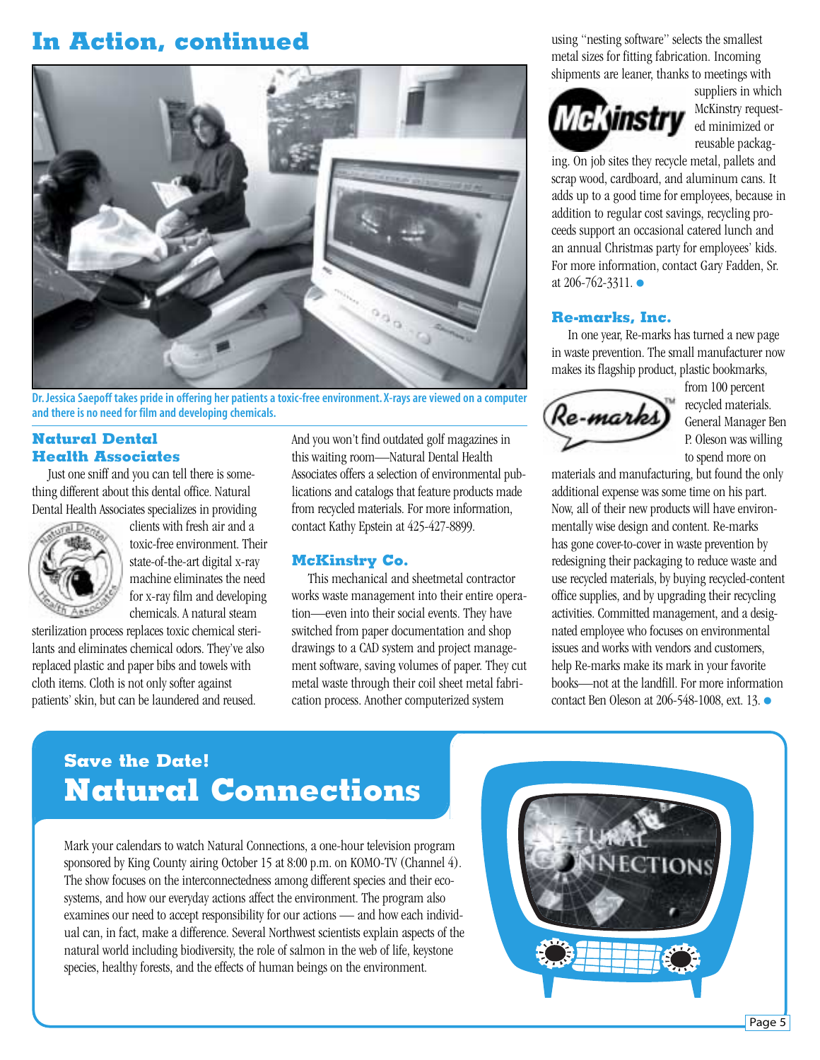# In Action, continued

Dr. Jessica Saepoff takes pride in offering her patients a toxic-free environment. X-rays are viewed on a computer and there is no need for film and developing chemicals.

### Natural Dental Health Associates

Just one sniff and you can tell there is something different about this dental office. Natural Dental Health Associates specializes in providing clients with fresh air and a toxic-free environment. Their state-of-the-art digital x-ray machine eliminates the need for x-ray film and developing chemicals. A natural steam sterilization process replaces toxic chemical sterilants and eliminates chemical odors. They've also replaced plastic and paper bibs and towels with cloth items. Cloth is not only softer against patients' skin, but can be laundered and reused. And you won't find outdated golf magazines in this waiting room—Natural Dental Health Associates offers a selection of environmental publications and catalogs that feature products made from recycled materials. For more information, contact Kathy Epstein at 425-427-8899.

### McKinstry Co.

This mechanical and sheetmetal contractor works waste management into their entire operation—even into their social events. They have switched from paper documentation and shop drawings to a CAD system and project management software, saving volumes of paper. They cut metal waste through their coil sheet metal fabrication process. Another computerized system using "nesting software" selects the smallest metal sizes for fitting fabrication. Incoming shipments are leaner, thanks to meetings with suppliers in which McKinstry requested minimized or reusable packaging. On job sites they recycle metal, pallets and scrap wood, cardboard, and aluminum cans. It adds up to a good time for employees, because in addition to regular cost savings, recycling proceeds support an occasional catered lunch and an annual Christmas party for employees' kids. For more information, contact Gary Fadden, Sr. at 206-762-3311.

### Re-marks, Inc.

In one year, Re-marks has turned a new page in waste prevention. The small manufacturer now makes its flagship product, plastic bookmarks, from 100 percent recycled materials. General Manager Ben P. Oleson was willing to spend more on materials and manufacturing, but found the only additional expense was some time on his part. Now, all of their new products will have environmentally wise design and content. Re-marks has gone cover-to-cover in waste prevention by redesigning their packaging to reduce waste and use recycled materials, by buying recycled-content office supplies, and by upgrading their recycling activities. Committed management, and a designated employee who focuses on environmental issues and works with vendors and customers, help Re-marks make its mark in your favorite books—not at the landfill. For more information contact Ben Oleson at 206-548-1008, ext. 13.

## Save the Date!
# Natural Connections

Mark your calendars to watch Natural Connections, a one-hour television program sponsored by King County airing October 15 at 8:00 p.m. on KOMO-TV (Channel 4). The show focuses on the interconnectedness among different species and their ecosystems, and how our everyday actions affect the environment. The program also examines our need to accept responsibility for our actions — and how each individual can, in fact, make a difference. Several Northwest scientists explain aspects of the natural world including biodiversity, the role of salmon in the web of life, keystone species, healthy forests, and the effects of human beings on the environment.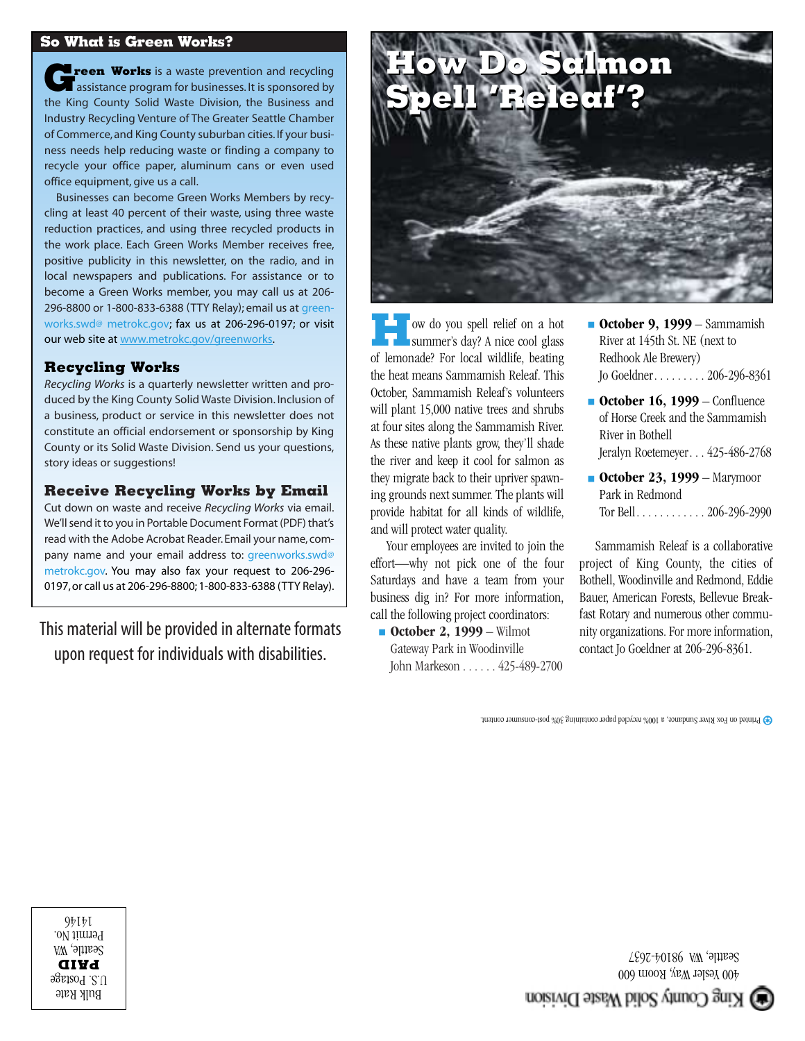## So What is Green Works?

**Green Works** is a waste prevention and recycling assistance program for businesses. It is sponsored by the King County Solid Waste Division, the Business and Industry Recycling Venture of The Greater Seattle Chamber of Commerce, and King County suburban cities. If your business needs help reducing waste or finding a company to recycle your office paper, aluminum cans or even used office equipment, give us a call.

Businesses can become Green Works Members by recycling at least 40 percent of their waste, using three waste reduction practices, and using three recycled products in the work place. Each Green Works Member receives free, positive publicity in this newsletter, on the radio, and in local newspapers and publications. For assistance or to become a Green Works member, you may call us at 206-296-8800 or 1-800-833-6388 (TTY Relay); email us at greenworks.swd@ metrokc.gov; fax us at 206-296-0197; or visit our web site at www.metrokc.gov/greenworks.

### Recycling Works

*Recycling Works* is a quarterly newsletter written and produced by the King County Solid Waste Division. Inclusion of a business, product or service in this newsletter does not constitute an official endorsement or sponsorship by King County or its Solid Waste Division. Send us your questions, story ideas or suggestions!

### Receive Recycling Works by Email

Cut down on waste and receive *Recycling Works* via email. We'll send it to you in Portable Document Format (PDF) that's read with the Adobe Acrobat Reader. Email your name, company name and your email address to: greenworks.swd@ metrokc.gov. You may also fax your request to 206-296-0197, or call us at 206-296-8800; 1-800-833-6388 (TTY Relay).

This material will be provided in alternate formats upon request for individuals with disabilities.

# How Do Salmon Spell 'Releaf'?

How do you spell relief on a hot summer's day? A nice cool glass of lemonade? For local wildlife, beating the heat means Sammamish Releaf. This October, Sammamish Releaf's volunteers will plant 15,000 native trees and shrubs at four sites along the Sammamish River. As these native plants grow, they'll shade the river and keep it cool for salmon as they migrate back to their upriver spawning grounds next summer. The plants will provide habitat for all kinds of wildlife, and will protect water quality.

Your employees are invited to join the effort—why not pick one of the four Saturdays and have a team from your business dig in? For more information, call the following project coordinators:

- **October 2, 1999** – Wilmot Gateway Park in Woodinville
  John Markeson . . . . . . 425-489-2700
- **October 9, 1999** – Sammamish River at 145th St. NE (next to Redhook Ale Brewery)
  Jo Goeldner. . . . . . . . . 206-296-8361
- **October 16, 1999** – Confluence of Horse Creek and the Sammamish River in Bothell
  Jeralyn Roetemeyer. . . 425-486-2768
- **October 23, 1999** – Marymoor Park in Redmond
  Tor Bell. . . . . . . . . . . . 206-296-2990

Sammamish Releaf is a collaborative project of King County, the cities of Bothell, Woodinville and Redmond, Eddie Bauer, American Forests, Bellevue Breakfast Rotary and numerous other community organizations. For more information, contact Jo Goeldner at 206-296-8361.

Printed on Fox River Sundance, a 100% recycled paper containing 30% post-consumer content.

King County Solid Waste Division
400 Yesler Way, Room 600
Seattle, WA 98104-2637

Bulk Rate
U.S. Postage
**PAID**
Seattle, WA
Permit No.
14146